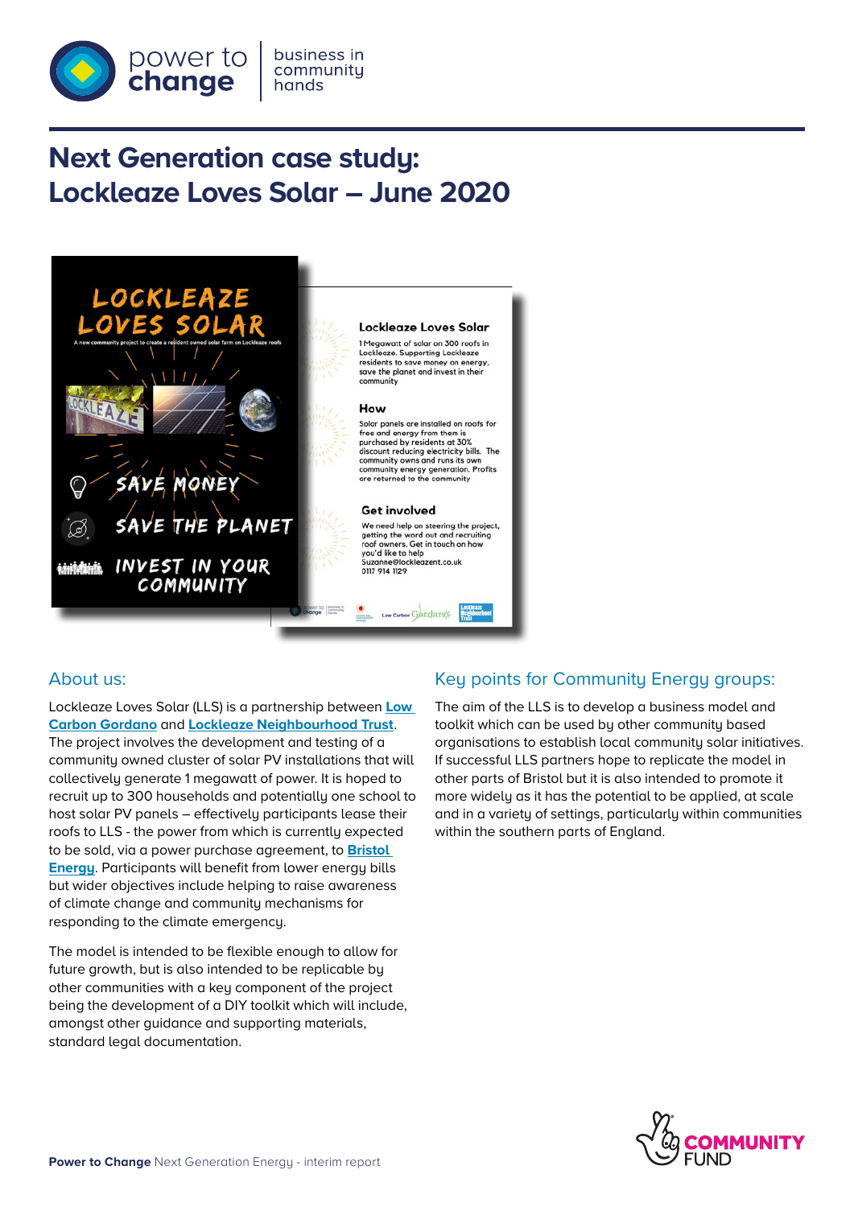# Next Generation case study: Lockleaze Loves Solar – June 2020

## About us:

Lockleaze Loves Solar (LLS) is a partnership between [Low Carbon Gordano]() and [Lockleaze Neighbourhood Trust](). The project involves the development and testing of a community owned cluster of solar PV installations that will collectively generate 1 megawatt of power. It is hoped to recruit up to 300 households and potentially one school to host solar PV panels – effectively participants lease their roofs to LLS - the power from which is currently expected to be sold, via a power purchase agreement, to [Bristol Energy](). Participants will benefit from lower energy bills but wider objectives include helping to raise awareness of climate change and community mechanisms for responding to the climate emergency.

The model is intended to be flexible enough to allow for future growth, but is also intended to be replicable by other communities with a key component of the project being the development of a DIY toolkit which will include, amongst other guidance and supporting materials, standard legal documentation.

## Key points for Community Energy groups:

The aim of the LLS is to develop a business model and toolkit which can be used by other community based organisations to establish local community solar initiatives. If successful LLS partners hope to replicate the model in other parts of Bristol but it is also intended to promote it more widely as it has the potential to be applied, at scale and in a variety of settings, particularly within communities within the southern parts of England.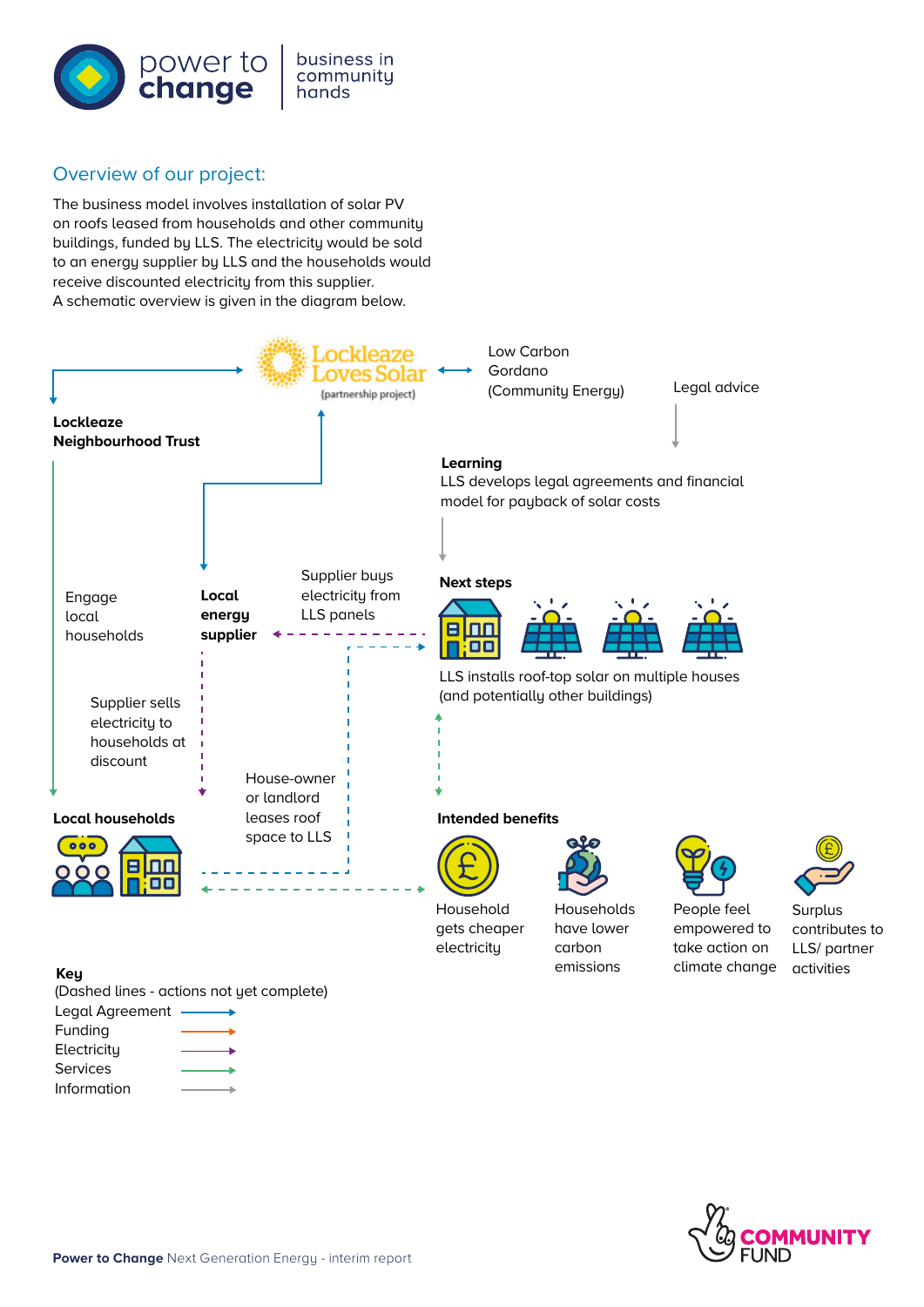## Overview of our project:

The business model involves installation of solar PV on roofs leased from households and other community buildings, funded by LLS. The electricity would be sold to an energy supplier by LLS and the households would receive discounted electricity from this supplier.
A schematic overview is given in the diagram below.

Lockleaze Loves Solar (partnership project)

Low Carbon Gordano (Community Energy)

Legal advice

**Lockleaze Neighbourhood Trust**

**Learning**
LLS develops legal agreements and financial model for payback of solar costs

Engage local households

**Local energy supplier**

Supplier buys electricity from LLS panels

**Next steps**

LLS installs roof-top solar on multiple houses (and potentially other buildings)

Supplier sells electricity to households at discount

House-owner or landlord leases roof space to LLS

**Local households**

**Intended benefits**

Household gets cheaper electricity

Households have lower carbon emissions

People feel empowered to take action on climate change

Surplus contributes to LLS/ partner activities

**Key**
(Dashed lines - actions not yet complete)
Legal Agreement
Funding
Electricity
Services
Information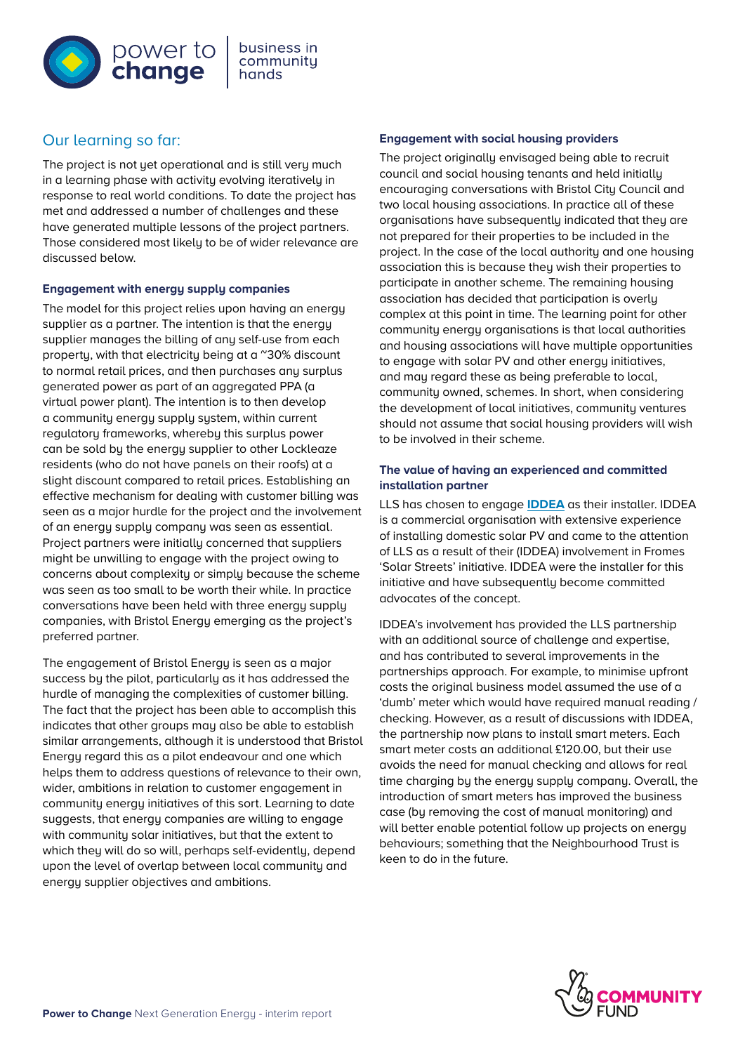## Our learning so far:

The project is not yet operational and is still very much in a learning phase with activity evolving iteratively in response to real world conditions. To date the project has met and addressed a number of challenges and these have generated multiple lessons of the project partners. Those considered most likely to be of wider relevance are discussed below.

### Engagement with energy supply companies

The model for this project relies upon having an energy supplier as a partner. The intention is that the energy supplier manages the billing of any self-use from each property, with that electricity being at a ~30% discount to normal retail prices, and then purchases any surplus generated power as part of an aggregated PPA (a virtual power plant). The intention is to then develop a community energy supply system, within current regulatory frameworks, whereby this surplus power can be sold by the energy supplier to other Lockleaze residents (who do not have panels on their roofs) at a slight discount compared to retail prices. Establishing an effective mechanism for dealing with customer billing was seen as a major hurdle for the project and the involvement of an energy supply company was seen as essential. Project partners were initially concerned that suppliers might be unwilling to engage with the project owing to concerns about complexity or simply because the scheme was seen as too small to be worth their while. In practice conversations have been held with three energy supply companies, with Bristol Energy emerging as the project's preferred partner.

The engagement of Bristol Energy is seen as a major success by the pilot, particularly as it has addressed the hurdle of managing the complexities of customer billing. The fact that the project has been able to accomplish this indicates that other groups may also be able to establish similar arrangements, although it is understood that Bristol Energy regard this as a pilot endeavour and one which helps them to address questions of relevance to their own, wider, ambitions in relation to customer engagement in community energy initiatives of this sort. Learning to date suggests, that energy companies are willing to engage with community solar initiatives, but that the extent to which they will do so will, perhaps self-evidently, depend upon the level of overlap between local community and energy supplier objectives and ambitions.

### Engagement with social housing providers

The project originally envisaged being able to recruit council and social housing tenants and held initially encouraging conversations with Bristol City Council and two local housing associations. In practice all of these organisations have subsequently indicated that they are not prepared for their properties to be included in the project. In the case of the local authority and one housing association this is because they wish their properties to participate in another scheme. The remaining housing association has decided that participation is overly complex at this point in time. The learning point for other community energy organisations is that local authorities and housing associations will have multiple opportunities to engage with solar PV and other energy initiatives, and may regard these as being preferable to local, community owned, schemes. In short, when considering the development of local initiatives, community ventures should not assume that social housing providers will wish to be involved in their scheme.

### The value of having an experienced and committed installation partner

LLS has chosen to engage **IDDEA** as their installer. IDDEA is a commercial organisation with extensive experience of installing domestic solar PV and came to the attention of LLS as a result of their (IDDEA) involvement in Fromes 'Solar Streets' initiative. IDDEA were the installer for this initiative and have subsequently become committed advocates of the concept.

IDDEA's involvement has provided the LLS partnership with an additional source of challenge and expertise, and has contributed to several improvements in the partnerships approach. For example, to minimise upfront costs the original business model assumed the use of a 'dumb' meter which would have required manual reading / checking. However, as a result of discussions with IDDEA, the partnership now plans to install smart meters. Each smart meter costs an additional £120.00, but their use avoids the need for manual checking and allows for real time charging by the energy supply company. Overall, the introduction of smart meters has improved the business case (by removing the cost of manual monitoring) and will better enable potential follow up projects on energy behaviours; something that the Neighbourhood Trust is keen to do in the future.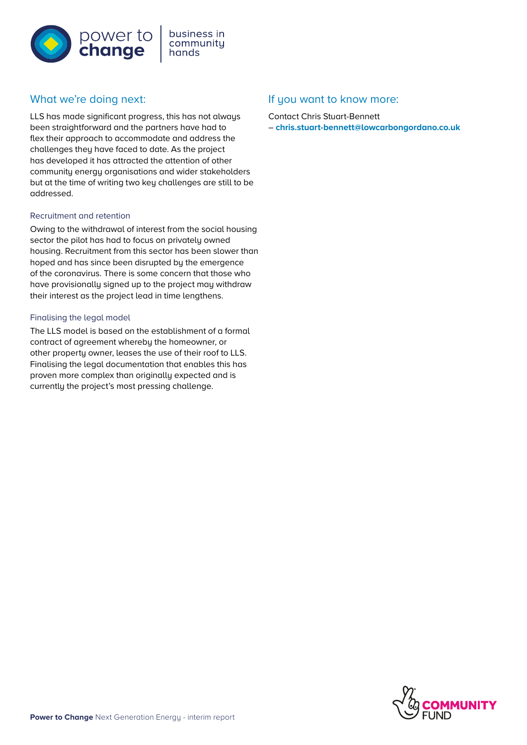## What we're doing next:

LLS has made significant progress, this has not always been straightforward and the partners have had to flex their approach to accommodate and address the challenges they have faced to date. As the project has developed it has attracted the attention of other community energy organisations and wider stakeholders but at the time of writing two key challenges are still to be addressed.

### Recruitment and retention

Owing to the withdrawal of interest from the social housing sector the pilot has had to focus on privately owned housing. Recruitment from this sector has been slower than hoped and has since been disrupted by the emergence of the coronavirus. There is some concern that those who have provisionally signed up to the project may withdraw their interest as the project lead in time lengthens.

### Finalising the legal model

The LLS model is based on the establishment of a formal contract of agreement whereby the homeowner, or other property owner, leases the use of their roof to LLS. Finalising the legal documentation that enables this has proven more complex than originally expected and is currently the project's most pressing challenge.

## If you want to know more:

Contact Chris Stuart-Bennett
– **chris.stuart-bennett@lowcarbongordano.co.uk**